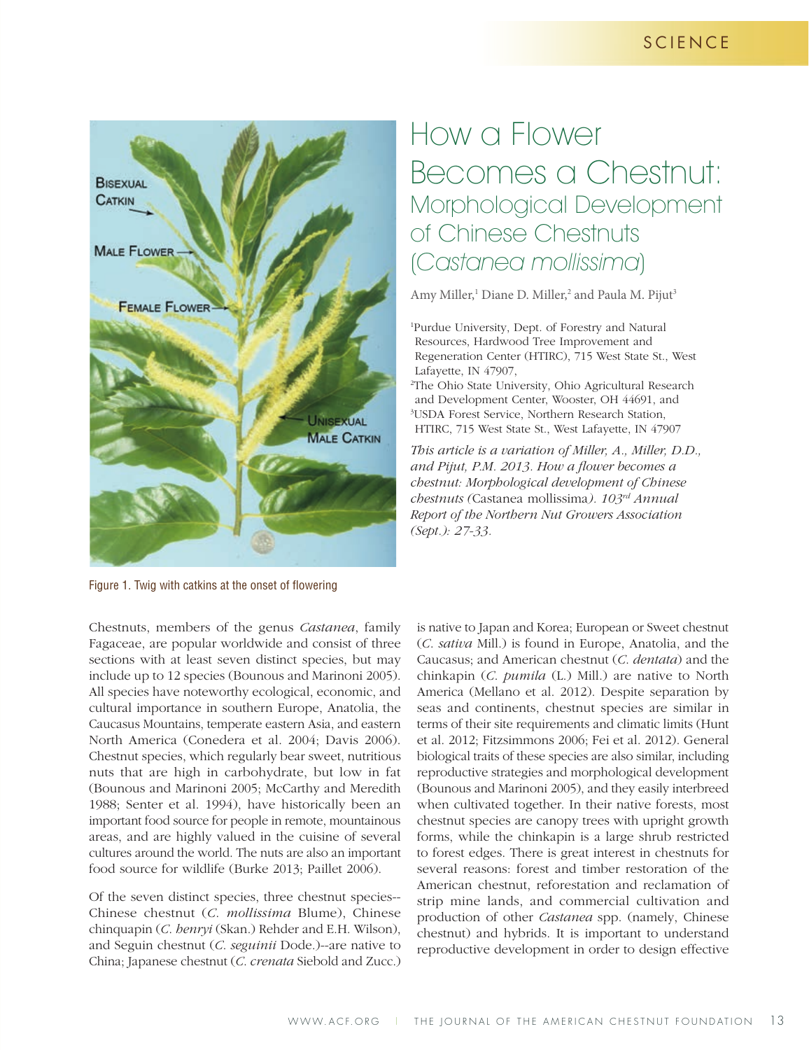# How a Flower Becomes a Chestnut: Morphological Development of Chinese Chestnuts (*Castanea mollissima*)

Amy Miller,[1] Diane D. Miller,[2] and Paula M. Pijut[3]

[1]Purdue University, Dept. of Forestry and Natural Resources, Hardwood Tree Improvement and Regeneration Center (HTIRC), 715 West State St., West Lafayette, IN 47907,
[2]The Ohio State University, Ohio Agricultural Research and Development Center, Wooster, OH 44691, and
[3]USDA Forest Service, Northern Research Station, HTIRC, 715 West State St., West Lafayette, IN 47907

*This article is a variation of Miller, A., Miller, D.D., and Pijut, P.M. 2013. How a flower becomes a chestnut: Morphological development of Chinese chestnuts (*Castanea mollissima*). 103rd Annual Report of the Northern Nut Growers Association (Sept.): 27-33.*

Figure 1. Twig with catkins at the onset of flowering

Chestnuts, members of the genus *Castanea*, family Fagaceae, are popular worldwide and consist of three sections with at least seven distinct species, but may include up to 12 species (Bounous and Marinoni 2005). All species have noteworthy ecological, economic, and cultural importance in southern Europe, Anatolia, the Caucasus Mountains, temperate eastern Asia, and eastern North America (Conedera et al. 2004; Davis 2006). Chestnut species, which regularly bear sweet, nutritious nuts that are high in carbohydrate, but low in fat (Bounous and Marinoni 2005; McCarthy and Meredith 1988; Senter et al. 1994), have historically been an important food source for people in remote, mountainous areas, and are highly valued in the cuisine of several cultures around the world. The nuts are also an important food source for wildlife (Burke 2013; Paillet 2006).

Of the seven distinct species, three chestnut species--Chinese chestnut (*C. mollissima* Blume), Chinese chinquapin (*C. henryi* (Skan.) Rehder and E.H. Wilson), and Seguin chestnut (*C. seguinii* Dode.)--are native to China; Japanese chestnut (*C. crenata* Siebold and Zucc.) is native to Japan and Korea; European or Sweet chestnut (*C. sativa* Mill.) is found in Europe, Anatolia, and the Caucasus; and American chestnut (*C. dentata*) and the chinkapin (*C. pumila* (L.) Mill.) are native to North America (Mellano et al. 2012). Despite separation by seas and continents, chestnut species are similar in terms of their site requirements and climatic limits (Hunt et al. 2012; Fitzsimmons 2006; Fei et al. 2012). General biological traits of these species are also similar, including reproductive strategies and morphological development (Bounous and Marinoni 2005), and they easily interbreed when cultivated together. In their native forests, most chestnut species are canopy trees with upright growth forms, while the chinkapin is a large shrub restricted to forest edges. There is great interest in chestnuts for several reasons: forest and timber restoration of the American chestnut, reforestation and reclamation of strip mine lands, and commercial cultivation and production of other *Castanea* spp. (namely, Chinese chestnut) and hybrids. It is important to understand reproductive development in order to design effective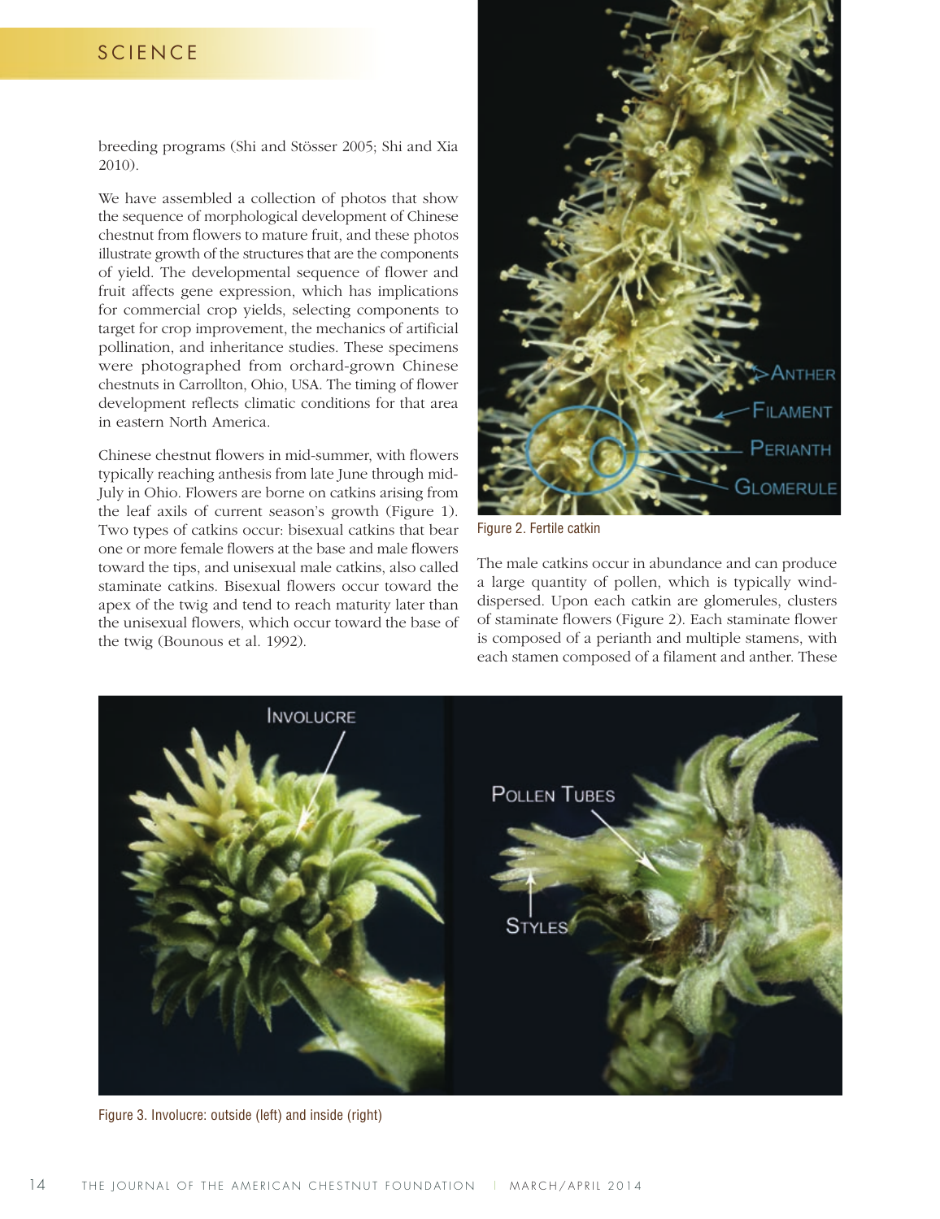breeding programs (Shi and Stösser 2005; Shi and Xia 2010).

We have assembled a collection of photos that show the sequence of morphological development of Chinese chestnut from flowers to mature fruit, and these photos illustrate growth of the structures that are the components of yield. The developmental sequence of flower and fruit affects gene expression, which has implications for commercial crop yields, selecting components to target for crop improvement, the mechanics of artificial pollination, and inheritance studies. These specimens were photographed from orchard-grown Chinese chestnuts in Carrollton, Ohio, USA. The timing of flower development reflects climatic conditions for that area in eastern North America.

Chinese chestnut flowers in mid-summer, with flowers typically reaching anthesis from late June through mid-July in Ohio. Flowers are borne on catkins arising from the leaf axils of current season's growth (Figure 1). Two types of catkins occur: bisexual catkins that bear one or more female flowers at the base and male flowers toward the tips, and unisexual male catkins, also called staminate catkins. Bisexual flowers occur toward the apex of the twig and tend to reach maturity later than the unisexual flowers, which occur toward the base of the twig (Bounous et al. 1992).

Figure 2. Fertile catkin

The male catkins occur in abundance and can produce a large quantity of pollen, which is typically wind-dispersed. Upon each catkin are glomerules, clusters of staminate flowers (Figure 2). Each staminate flower is composed of a perianth and multiple stamens, with each stamen composed of a filament and anther. These

Figure 3. Involucre: outside (left) and inside (right)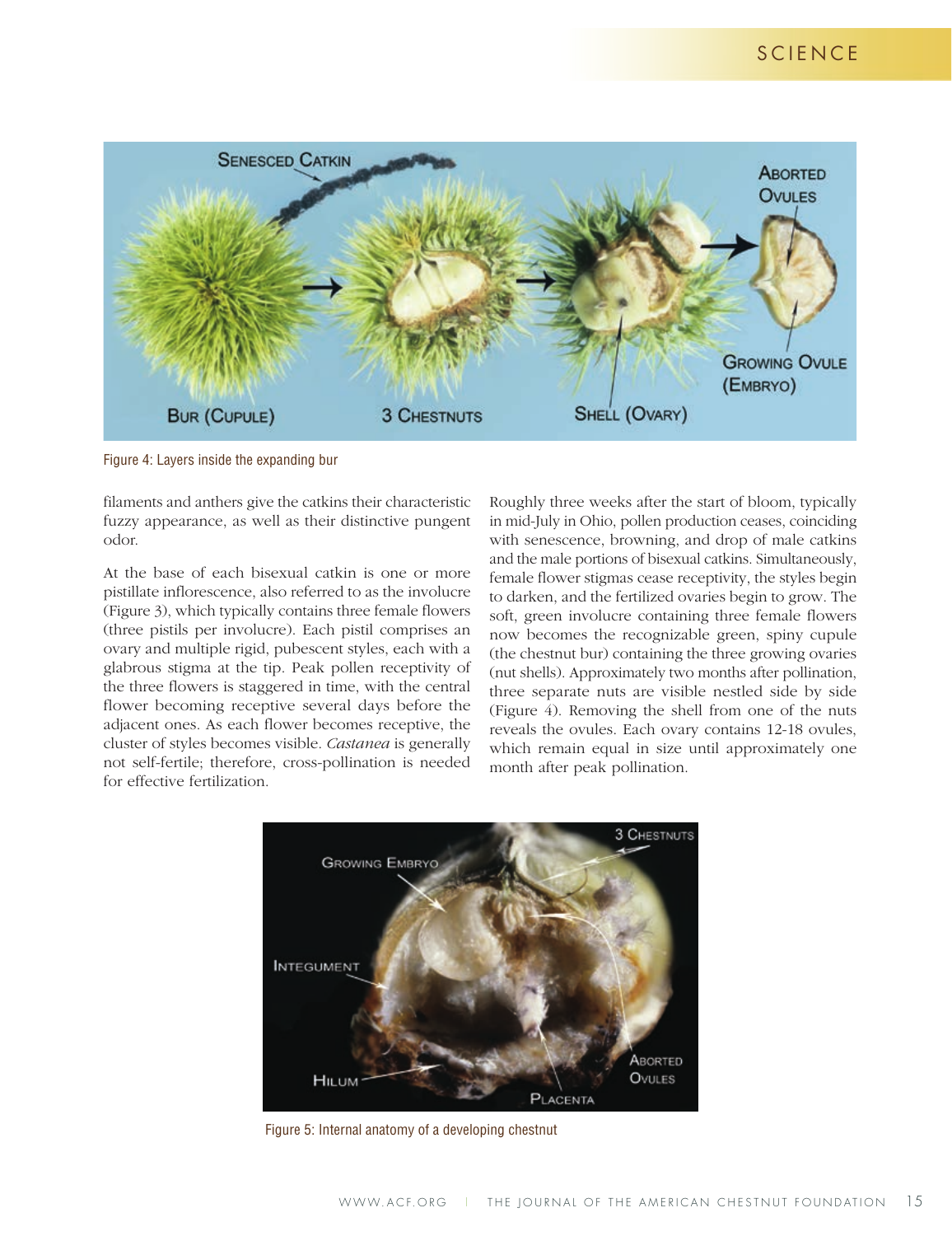Figure 4: Layers inside the expanding bur

filaments and anthers give the catkins their characteristic fuzzy appearance, as well as their distinctive pungent odor.

At the base of each bisexual catkin is one or more pistillate inflorescence, also referred to as the involucre (Figure 3), which typically contains three female flowers (three pistils per involucre). Each pistil comprises an ovary and multiple rigid, pubescent styles, each with a glabrous stigma at the tip. Peak pollen receptivity of the three flowers is staggered in time, with the central flower becoming receptive several days before the adjacent ones. As each flower becomes receptive, the cluster of styles becomes visible. *Castanea* is generally not self-fertile; therefore, cross-pollination is needed for effective fertilization.

Roughly three weeks after the start of bloom, typically in mid-July in Ohio, pollen production ceases, coinciding with senescence, browning, and drop of male catkins and the male portions of bisexual catkins. Simultaneously, female flower stigmas cease receptivity, the styles begin to darken, and the fertilized ovaries begin to grow. The soft, green involucre containing three female flowers now becomes the recognizable green, spiny cupule (the chestnut bur) containing the three growing ovaries (nut shells). Approximately two months after pollination, three separate nuts are visible nestled side by side (Figure 4). Removing the shell from one of the nuts reveals the ovules. Each ovary contains 12-18 ovules, which remain equal in size until approximately one month after peak pollination.

Figure 5: Internal anatomy of a developing chestnut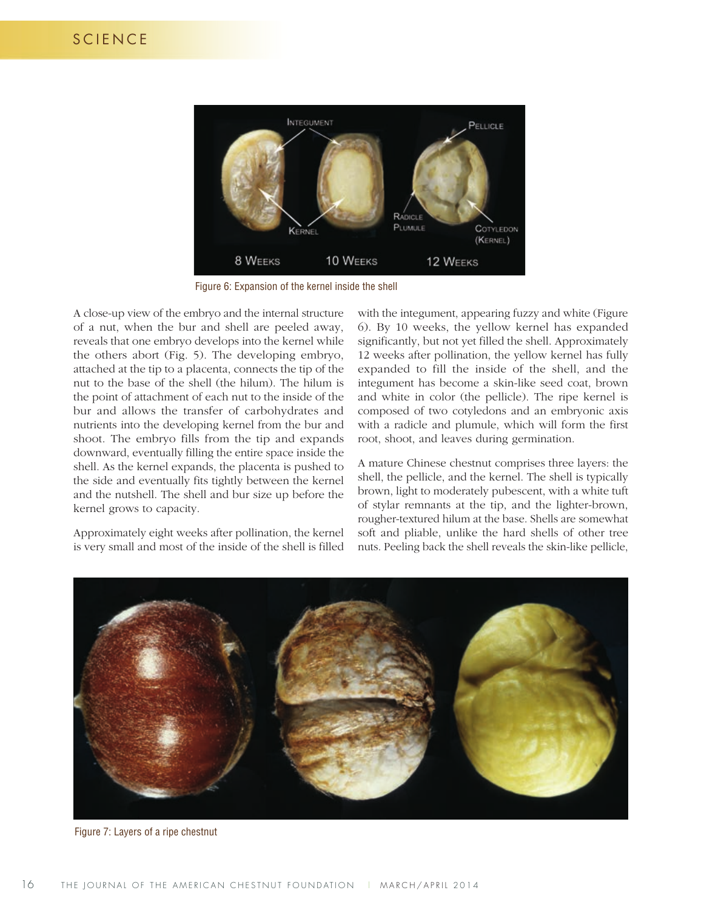Figure 6: Expansion of the kernel inside the shell

A close-up view of the embryo and the internal structure of a nut, when the bur and shell are peeled away, reveals that one embryo develops into the kernel while the others abort (Fig. 5). The developing embryo, attached at the tip to a placenta, connects the tip of the nut to the base of the shell (the hilum). The hilum is the point of attachment of each nut to the inside of the bur and allows the transfer of carbohydrates and nutrients into the developing kernel from the bur and shoot. The embryo fills from the tip and expands downward, eventually filling the entire space inside the shell. As the kernel expands, the placenta is pushed to the side and eventually fits tightly between the kernel and the nutshell. The shell and bur size up before the kernel grows to capacity.

Approximately eight weeks after pollination, the kernel is very small and most of the inside of the shell is filled with the integument, appearing fuzzy and white (Figure 6). By 10 weeks, the yellow kernel has expanded significantly, but not yet filled the shell. Approximately 12 weeks after pollination, the yellow kernel has fully expanded to fill the inside of the shell, and the integument has become a skin-like seed coat, brown and white in color (the pellicle). The ripe kernel is composed of two cotyledons and an embryonic axis with a radicle and plumule, which will form the first root, shoot, and leaves during germination.

A mature Chinese chestnut comprises three layers: the shell, the pellicle, and the kernel. The shell is typically brown, light to moderately pubescent, with a white tuft of stylar remnants at the tip, and the lighter-brown, rougher-textured hilum at the base. Shells are somewhat soft and pliable, unlike the hard shells of other tree nuts. Peeling back the shell reveals the skin-like pellicle,

Figure 7: Layers of a ripe chestnut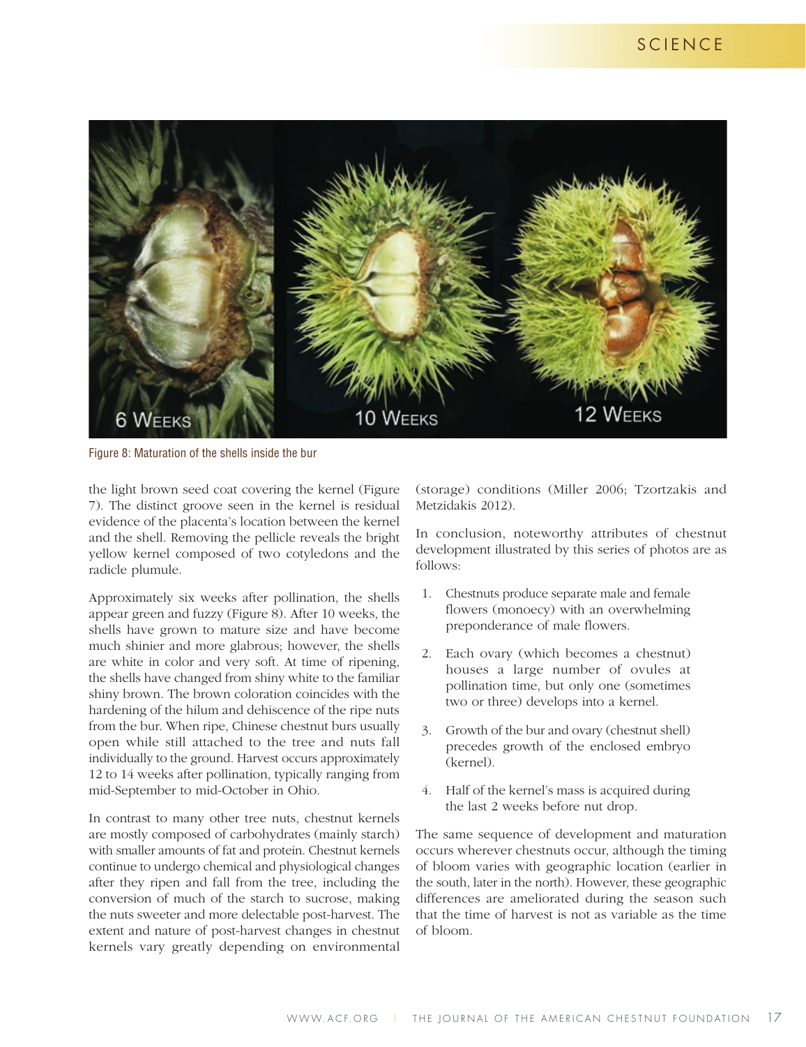Figure 8: Maturation of the shells inside the bur

the light brown seed coat covering the kernel (Figure 7). The distinct groove seen in the kernel is residual evidence of the placenta's location between the kernel and the shell. Removing the pellicle reveals the bright yellow kernel composed of two cotyledons and the radicle plumule.

Approximately six weeks after pollination, the shells appear green and fuzzy (Figure 8). After 10 weeks, the shells have grown to mature size and have become much shinier and more glabrous; however, the shells are white in color and very soft. At time of ripening, the shells have changed from shiny white to the familiar shiny brown. The brown coloration coincides with the hardening of the hilum and dehiscence of the ripe nuts from the bur. When ripe, Chinese chestnut burs usually open while still attached to the tree and nuts fall individually to the ground. Harvest occurs approximately 12 to 14 weeks after pollination, typically ranging from mid-September to mid-October in Ohio.

In contrast to many other tree nuts, chestnut kernels are mostly composed of carbohydrates (mainly starch) with smaller amounts of fat and protein. Chestnut kernels continue to undergo chemical and physiological changes after they ripen and fall from the tree, including the conversion of much of the starch to sucrose, making the nuts sweeter and more delectable post-harvest. The extent and nature of post-harvest changes in chestnut kernels vary greatly depending on environmental (storage) conditions (Miller 2006; Tzortzakis and Metzidakis 2012).

In conclusion, noteworthy attributes of chestnut development illustrated by this series of photos are as follows:

1. Chestnuts produce separate male and female flowers (monoecy) with an overwhelming preponderance of male flowers.
2. Each ovary (which becomes a chestnut) houses a large number of ovules at pollination time, but only one (sometimes two or three) develops into a kernel.
3. Growth of the bur and ovary (chestnut shell) precedes growth of the enclosed embryo (kernel).
4. Half of the kernel's mass is acquired during the last 2 weeks before nut drop.

The same sequence of development and maturation occurs wherever chestnuts occur, although the timing of bloom varies with geographic location (earlier in the south, later in the north). However, these geographic differences are ameliorated during the season such that the time of harvest is not as variable as the time of bloom.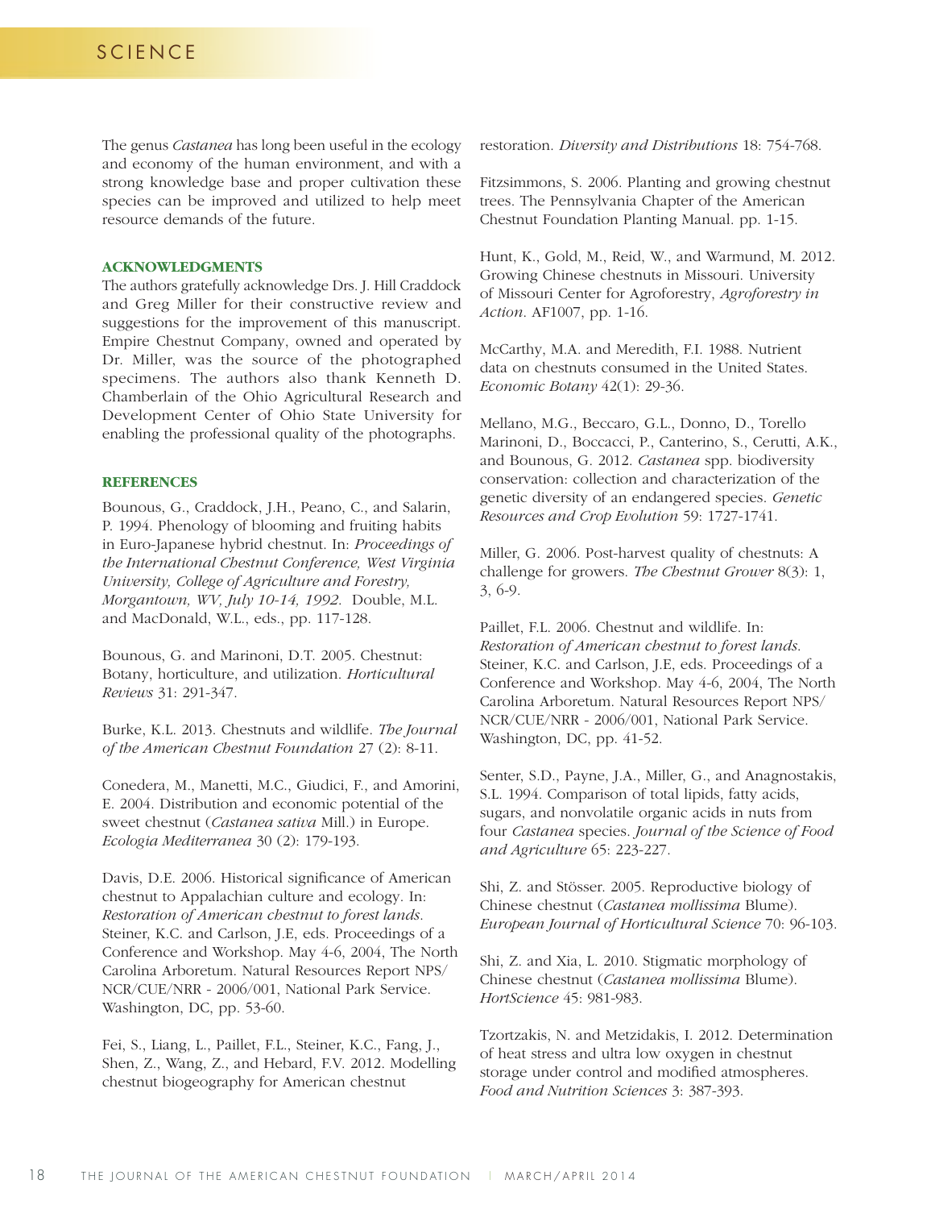The genus *Castanea* has long been useful in the ecology and economy of the human environment, and with a strong knowledge base and proper cultivation these species can be improved and utilized to help meet resource demands of the future.

## ACKNOWLEDGMENTS

The authors gratefully acknowledge Drs. J. Hill Craddock and Greg Miller for their constructive review and suggestions for the improvement of this manuscript. Empire Chestnut Company, owned and operated by Dr. Miller, was the source of the photographed specimens. The authors also thank Kenneth D. Chamberlain of the Ohio Agricultural Research and Development Center of Ohio State University for enabling the professional quality of the photographs.

## REFERENCES

Bounous, G., Craddock, J.H., Peano, C., and Salarin, P. 1994. Phenology of blooming and fruiting habits in Euro-Japanese hybrid chestnut. In: *Proceedings of the International Chestnut Conference, West Virginia University, College of Agriculture and Forestry, Morgantown, WV, July 10-14, 1992.* Double, M.L. and MacDonald, W.L., eds., pp. 117-128.

Bounous, G. and Marinoni, D.T. 2005. Chestnut: Botany, horticulture, and utilization. *Horticultural Reviews* 31: 291-347.

Burke, K.L. 2013. Chestnuts and wildlife. *The Journal of the American Chestnut Foundation* 27 (2): 8-11.

Conedera, M., Manetti, M.C., Giudici, F., and Amorini, E. 2004. Distribution and economic potential of the sweet chestnut (*Castanea sativa* Mill.) in Europe. *Ecologia Mediterranea* 30 (2): 179-193.

Davis, D.E. 2006. Historical significance of American chestnut to Appalachian culture and ecology. In: *Restoration of American chestnut to forest lands.* Steiner, K.C. and Carlson, J.E, eds. Proceedings of a Conference and Workshop. May 4-6, 2004, The North Carolina Arboretum. Natural Resources Report NPS/NCR/CUE/NRR - 2006/001, National Park Service. Washington, DC, pp. 53-60.

Fei, S., Liang, L., Paillet, F.L., Steiner, K.C., Fang, J., Shen, Z., Wang, Z., and Hebard, F.V. 2012. Modelling chestnut biogeography for American chestnut restoration. *Diversity and Distributions* 18: 754-768.

Fitzsimmons, S. 2006. Planting and growing chestnut trees. The Pennsylvania Chapter of the American Chestnut Foundation Planting Manual. pp. 1-15.

Hunt, K., Gold, M., Reid, W., and Warmund, M. 2012. Growing Chinese chestnuts in Missouri. University of Missouri Center for Agroforestry, *Agroforestry in Action*. AF1007, pp. 1-16.

McCarthy, M.A. and Meredith, F.I. 1988. Nutrient data on chestnuts consumed in the United States. *Economic Botany* 42(1): 29-36.

Mellano, M.G., Beccaro, G.L., Donno, D., Torello Marinoni, D., Boccacci, P., Canterino, S., Cerutti, A.K., and Bounous, G. 2012. *Castanea* spp. biodiversity conservation: collection and characterization of the genetic diversity of an endangered species. *Genetic Resources and Crop Evolution* 59: 1727-1741.

Miller, G. 2006. Post-harvest quality of chestnuts: A challenge for growers. *The Chestnut Grower* 8(3): 1, 3, 6-9.

Paillet, F.L. 2006. Chestnut and wildlife. In: *Restoration of American chestnut to forest lands.* Steiner, K.C. and Carlson, J.E, eds. Proceedings of a Conference and Workshop. May 4-6, 2004, The North Carolina Arboretum. Natural Resources Report NPS/NCR/CUE/NRR - 2006/001, National Park Service. Washington, DC, pp. 41-52.

Senter, S.D., Payne, J.A., Miller, G., and Anagnostakis, S.L. 1994. Comparison of total lipids, fatty acids, sugars, and nonvolatile organic acids in nuts from four *Castanea* species. *Journal of the Science of Food and Agriculture* 65: 223-227.

Shi, Z. and Stösser. 2005. Reproductive biology of Chinese chestnut (*Castanea mollissima* Blume). *European Journal of Horticultural Science* 70: 96-103.

Shi, Z. and Xia, L. 2010. Stigmatic morphology of Chinese chestnut (*Castanea mollissima* Blume). *HortScience* 45: 981-983.

Tzortzakis, N. and Metzidakis, I. 2012. Determination of heat stress and ultra low oxygen in chestnut storage under control and modified atmospheres. *Food and Nutrition Sciences* 3: 387-393.